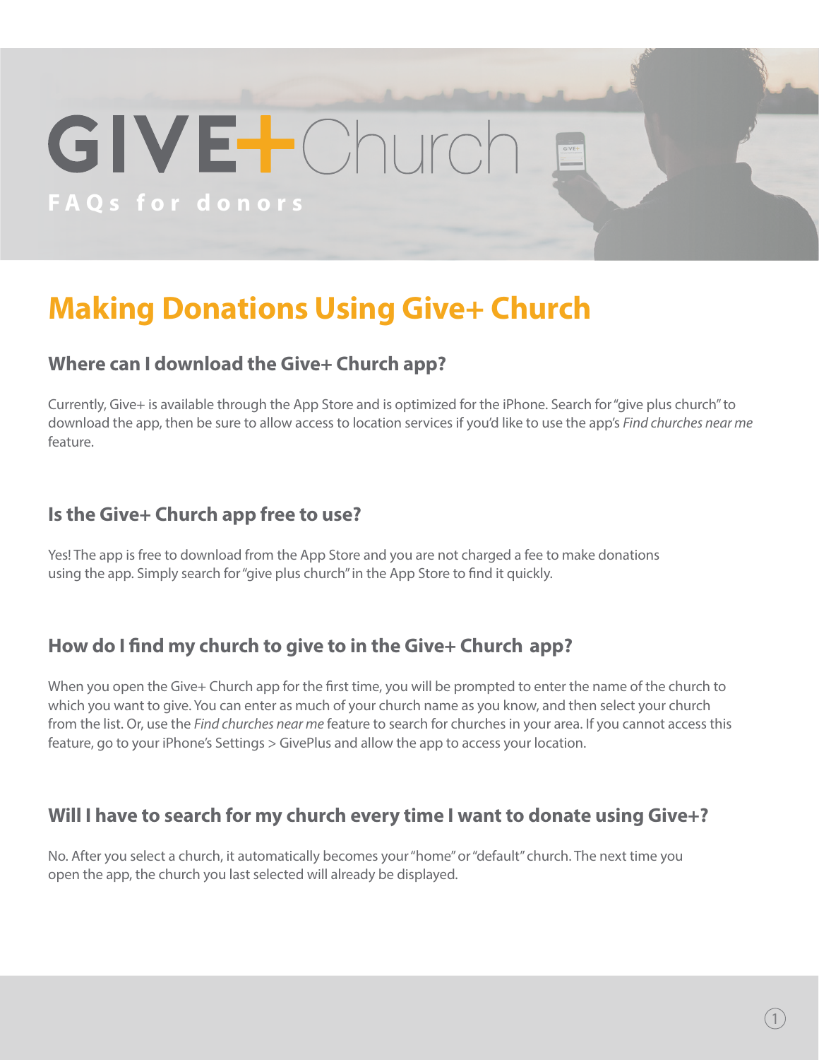# GIVE+ Church

**FAQs for donors**

## Making Donations Using Give+ Church

### Where can I download the Give+ Church app?

Currently, Give+ is available through the App Store and is optimized for the iPhone. Search for "give plus church" to download the app, then be sure to allow access to location services if you'd like to use the app's *Find churches near me* feature.

### Is the Give+ Church app free to use?

Yes! The app is free to download from the App Store and you are not charged a fee to make donations using the app. Simply search for "give plus church" in the App Store to find it quickly.

### How do I find my church to give to in the Give+ Church app?

When you open the Give+ Church app for the first time, you will be prompted to enter the name of the church to which you want to give. You can enter as much of your church name as you know, and then select your church from the list. Or, use the *Find churches near me* feature to search for churches in your area. If you cannot access this feature, go to your iPhone's Settings > GivePlus and allow the app to access your location.

### Will I have to search for my church every time I want to donate using Give+?

No. After you select a church, it automatically becomes your "home" or "default" church. The next time you open the app, the church you last selected will already be displayed.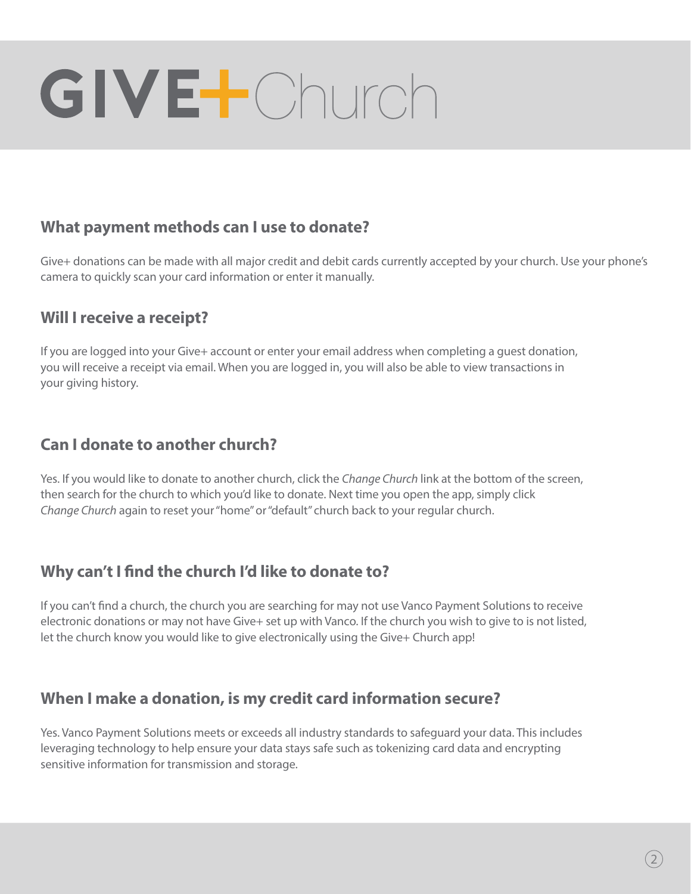# GIVE+Church

## What payment methods can I use to donate?

Give+ donations can be made with all major credit and debit cards currently accepted by your church. Use your phone's camera to quickly scan your card information or enter it manually.

## Will I receive a receipt?

If you are logged into your Give+ account or enter your email address when completing a guest donation, you will receive a receipt via email. When you are logged in, you will also be able to view transactions in your giving history.

## Can I donate to another church?

Yes. If you would like to donate to another church, click the *Change Church* link at the bottom of the screen, then search for the church to which you'd like to donate. Next time you open the app, simply click *Change Church* again to reset your "home" or "default" church back to your regular church.

## Why can't I find the church I'd like to donate to?

If you can't find a church, the church you are searching for may not use Vanco Payment Solutions to receive electronic donations or may not have Give+ set up with Vanco. If the church you wish to give to is not listed, let the church know you would like to give electronically using the Give+ Church app!

## When I make a donation, is my credit card information secure?

Yes. Vanco Payment Solutions meets or exceeds all industry standards to safeguard your data. This includes leveraging technology to help ensure your data stays safe such as tokenizing card data and encrypting sensitive information for transmission and storage.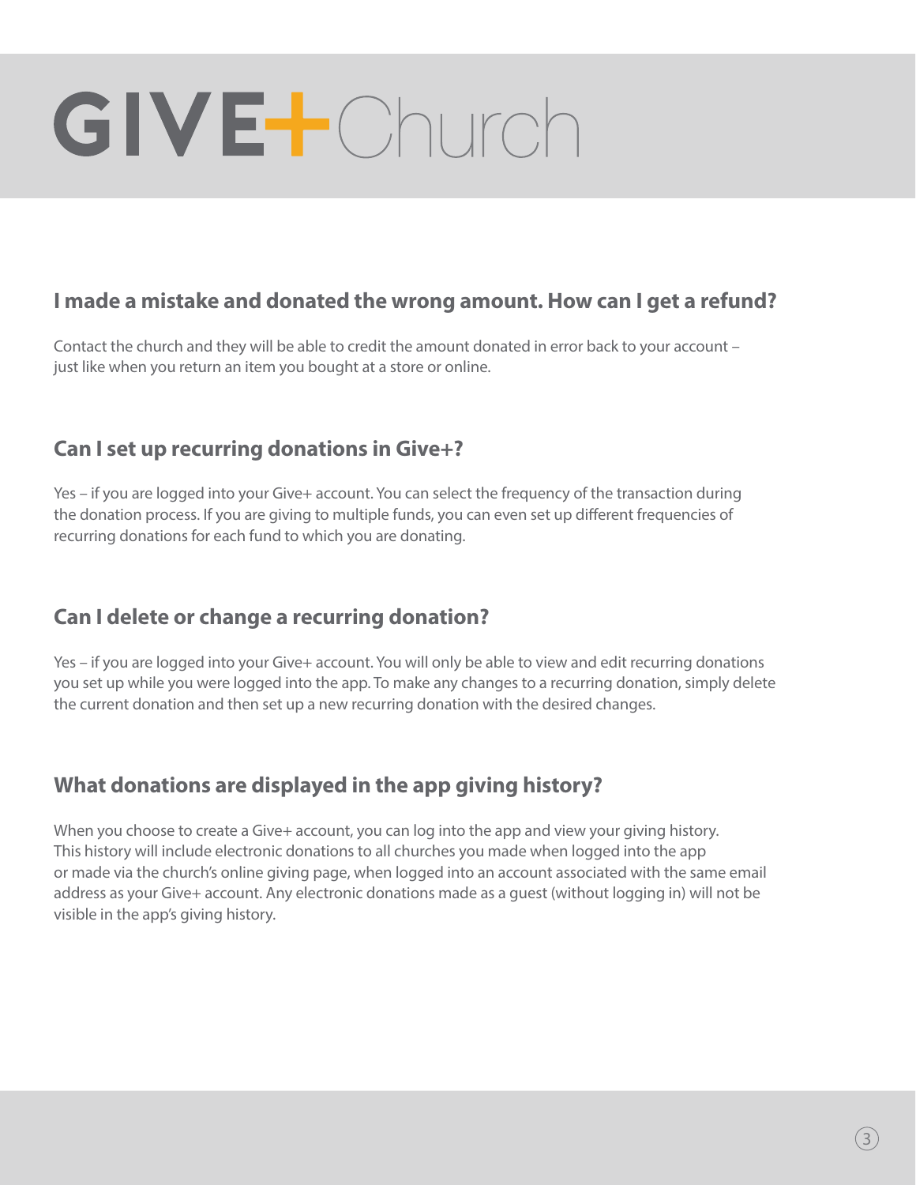# GIVE+Church

## I made a mistake and donated the wrong amount. How can I get a refund?

Contact the church and they will be able to credit the amount donated in error back to your account – just like when you return an item you bought at a store or online.

## Can I set up recurring donations in Give+?

Yes – if you are logged into your Give+ account. You can select the frequency of the transaction during the donation process. If you are giving to multiple funds, you can even set up different frequencies of recurring donations for each fund to which you are donating.

## Can I delete or change a recurring donation?

Yes – if you are logged into your Give+ account. You will only be able to view and edit recurring donations you set up while you were logged into the app. To make any changes to a recurring donation, simply delete the current donation and then set up a new recurring donation with the desired changes.

## What donations are displayed in the app giving history?

When you choose to create a Give+ account, you can log into the app and view your giving history. This history will include electronic donations to all churches you made when logged into the app or made via the church's online giving page, when logged into an account associated with the same email address as your Give+ account. Any electronic donations made as a guest (without logging in) will not be visible in the app's giving history.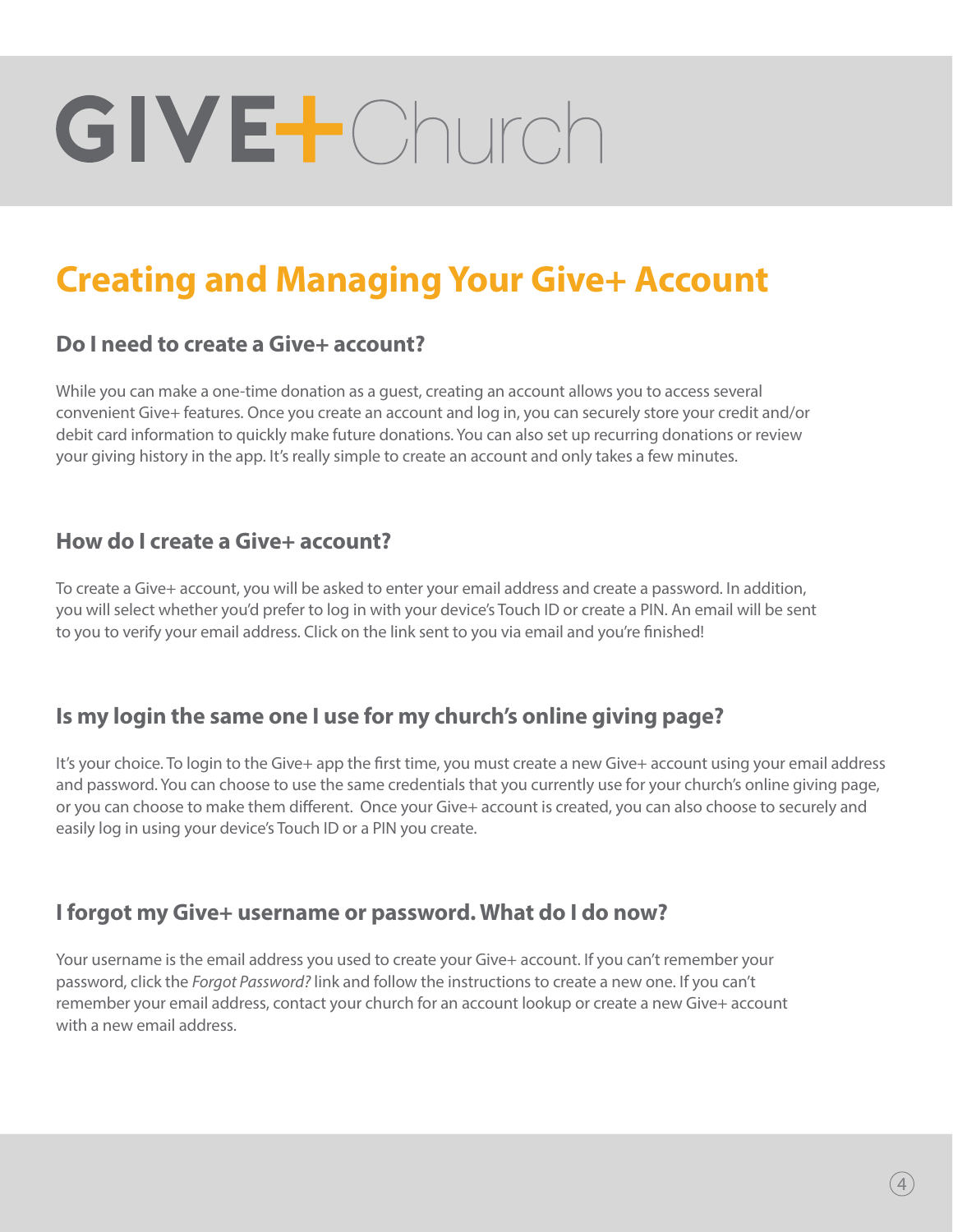# Creating and Managing Your Give+ Account

### Do I need to create a Give+ account?

While you can make a one-time donation as a guest, creating an account allows you to access several convenient Give+ features. Once you create an account and log in, you can securely store your credit and/or debit card information to quickly make future donations. You can also set up recurring donations or review your giving history in the app. It's really simple to create an account and only takes a few minutes.

### How do I create a Give+ account?

To create a Give+ account, you will be asked to enter your email address and create a password. In addition, you will select whether you'd prefer to log in with your device's Touch ID or create a PIN. An email will be sent to you to verify your email address. Click on the link sent to you via email and you're finished!

### Is my login the same one I use for my church's online giving page?

It's your choice. To login to the Give+ app the first time, you must create a new Give+ account using your email address and password. You can choose to use the same credentials that you currently use for your church's online giving page, or you can choose to make them different. Once your Give+ account is created, you can also choose to securely and easily log in using your device's Touch ID or a PIN you create.

### I forgot my Give+ username or password. What do I do now?

Your username is the email address you used to create your Give+ account. If you can't remember your password, click the *Forgot Password?* link and follow the instructions to create a new one. If you can't remember your email address, contact your church for an account lookup or create a new Give+ account with a new email address.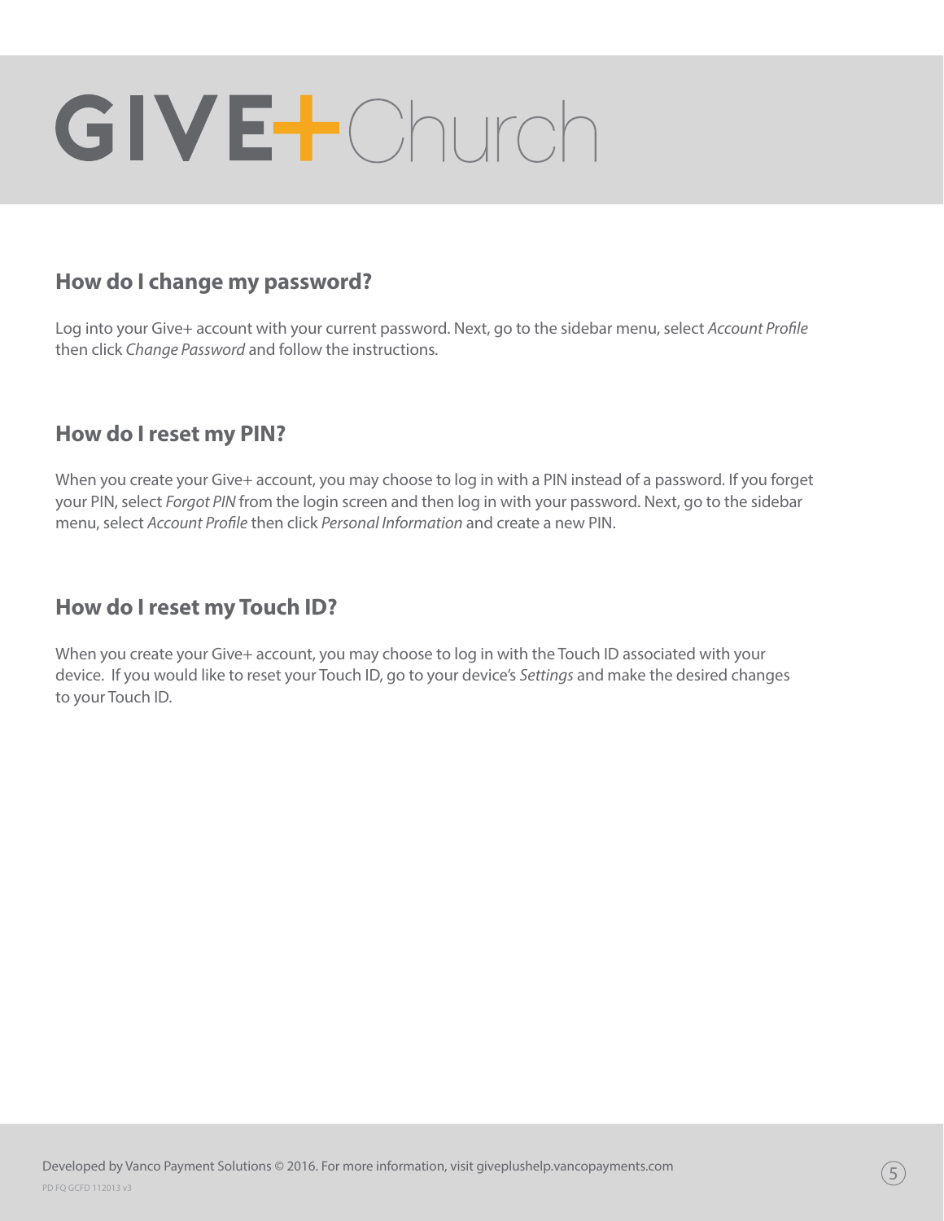# GIVE+Church

## How do I change my password?

Log into your Give+ account with your current password. Next, go to the sidebar menu, select *Account Profile* then click *Change Password* and follow the instructions.

## How do I reset my PIN?

When you create your Give+ account, you may choose to log in with a PIN instead of a password. If you forget your PIN, select *Forgot PIN* from the login screen and then log in with your password. Next, go to the sidebar menu, select *Account Profile* then click *Personal Information* and create a new PIN.

## How do I reset my Touch ID?

When you create your Give+ account, you may choose to log in with the Touch ID associated with your device. If you would like to reset your Touch ID, go to your device's *Settings* and make the desired changes to your Touch ID.

Developed by Vanco Payment Solutions © 2016. For more information, visit giveplushelp.vancopayments.com

PD FQ GCFD 112013 v3